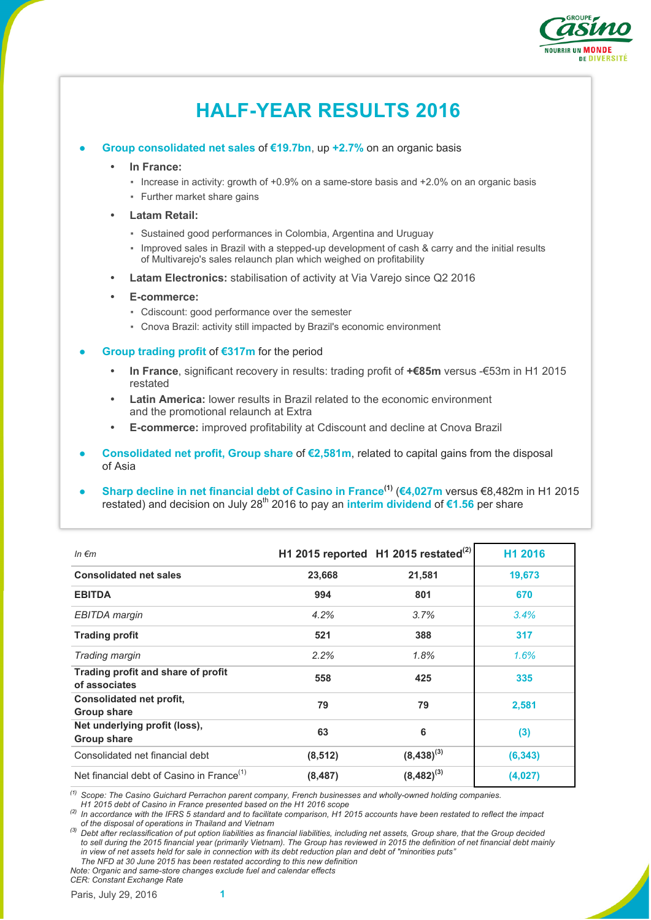# HALF-YEAR RESULTS 2016

- **Group consolidated net sales** of **€19.7bn**, up **+2.7%** on an organic basis
  - **In France:**
    - Increase in activity: growth of +0.9% on a same-store basis and +2.0% on an organic basis
    - Further market share gains
  - **Latam Retail:**
    - Sustained good performances in Colombia, Argentina and Uruguay
    - Improved sales in Brazil with a stepped-up development of cash & carry and the initial results of Multivarejo's sales relaunch plan which weighed on profitability
  - **Latam Electronics:** stabilisation of activity at Via Varejo since Q2 2016
  - **E-commerce:**
    - Cdiscount: good performance over the semester
    - Cnova Brazil: activity still impacted by Brazil's economic environment
- **Group trading profit** of **€317m** for the period
  - **In France**, significant recovery in results: trading profit of **+€85m** versus -€53m in H1 2015 restated
  - **Latin America:** lower results in Brazil related to the economic environment and the promotional relaunch at Extra
  - **E-commerce:** improved profitability at Cdiscount and decline at Cnova Brazil
- **Consolidated net profit, Group share** of **€2,581m**, related to capital gains from the disposal of Asia
- **Sharp decline in net financial debt of Casino in France**[1] (**€4,027m** versus €8,482m in H1 2015 restated) and decision on July 28th 2016 to pay an **interim dividend** of **€1.56** per share

| *In €m* | H1 2015 reported | H1 2015 restated[2] | H1 2016 |
|---|---|---|---|
| **Consolidated net sales** | **23,668** | **21,581** | **19,673** |
| **EBITDA** | **994** | **801** | **670** |
| *EBITDA margin* | *4.2%* | *1.8%* | *3.4%* |
| **Trading profit** | **521** | **388** | **317** |
| *Trading margin* | *2.2%* | *1.8%* | *1.6%* |
| **Trading profit and share of profit of associates** | **558** | **425** | **335** |
| **Consolidated net profit, Group share** | **79** | **79** | **2,581** |
| **Net underlying profit (loss), Group share** | **63** | **6** | **(3)** |
| Consolidated net financial debt | **(8,512)** | **(8,438)**[3] | **(6,343)** |
| Net financial debt of Casino in France[1] | **(8,487)** | **(8,482)**[3] | **(4,027)** |

*[1] Scope: The Casino Guichard Perrachon parent company, French businesses and wholly-owned holding companies. H1 2015 debt of Casino in France presented based on the H1 2016 scope*
*[2] In accordance with the IFRS 5 standard and to facilitate comparison, H1 2015 accounts have been restated to reflect the impact of the disposal of operations in Thailand and Vietnam*
*[3] Debt after reclassification of put option liabilities as financial liabilities, including net assets, Group share, that the Group decided to sell during the 2015 financial year (primarily Vietnam). The Group has reviewed in 2015 the definition of net financial debt mainly in view of net assets held for sale in connection with its debt reduction plan and debt of "minorities puts" The NFD at 30 June 2015 has been restated according to this new definition*
*Note: Organic and same-store changes exclude fuel and calendar effects*
*CER: Constant Exchange Rate*

Paris, July 29, 2016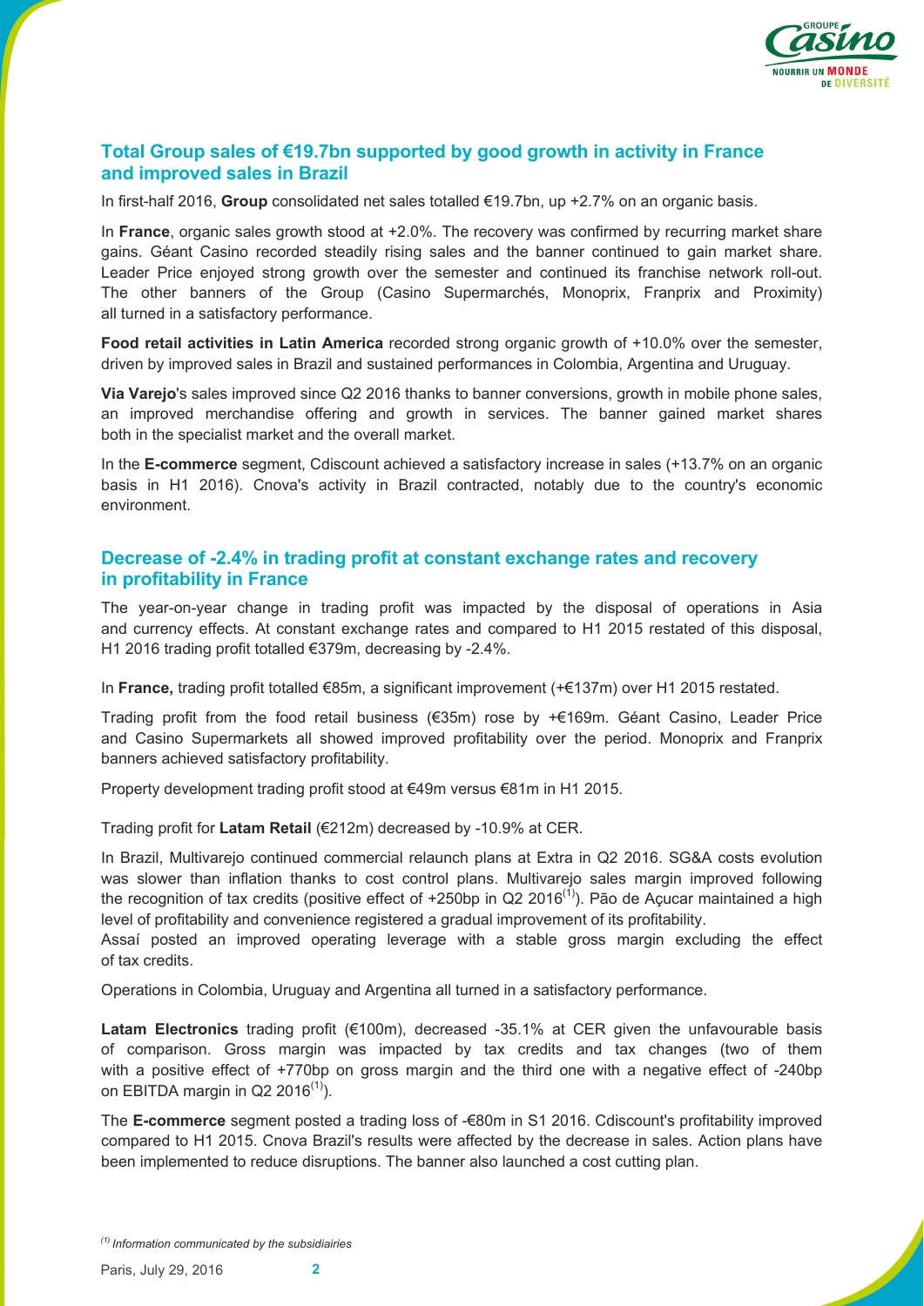## Total Group sales of €19.7bn supported by good growth in activity in France and improved sales in Brazil

In first-half 2016, **Group** consolidated net sales totalled €19.7bn, up +2.7% on an organic basis.

In **France**, organic sales growth stood at +2.0%. The recovery was confirmed by recurring market share gains. Géant Casino recorded steadily rising sales and the banner continued to gain market share. Leader Price enjoyed strong growth over the semester and continued its franchise network roll-out. The other banners of the Group (Casino Supermarchés, Monoprix, Franprix and Proximity) all turned in a satisfactory performance.

**Food retail activities in Latin America** recorded strong organic growth of +10.0% over the semester, driven by improved sales in Brazil and sustained performances in Colombia, Argentina and Uruguay.

**Via Varejo**'s sales improved since Q2 2016 thanks to banner conversions, growth in mobile phone sales, an improved merchandise offering and growth in services. The banner gained market shares both in the specialist market and the overall market.

In the **E-commerce** segment, Cdiscount achieved a satisfactory increase in sales (+13.7% on an organic basis in H1 2016). Cnova's activity in Brazil contracted, notably due to the country's economic environment.

## Decrease of -2.4% in trading profit at constant exchange rates and recovery in profitability in France

The year-on-year change in trading profit was impacted by the disposal of operations in Asia and currency effects. At constant exchange rates and compared to H1 2015 restated of this disposal, H1 2016 trading profit totalled €379m, decreasing by -2.4%.

In **France,** trading profit totalled €85m, a significant improvement (+€137m) over H1 2015 restated.

Trading profit from the food retail business (€35m) rose by +€169m. Géant Casino, Leader Price and Casino Supermarkets all showed improved profitability over the period. Monoprix and Franprix banners achieved satisfactory profitability.

Property development trading profit stood at €49m versus €81m in H1 2015.

Trading profit for **Latam Retail** (€212m) decreased by -10.9% at CER.

In Brazil, Multivarejo continued commercial relaunch plans at Extra in Q2 2016. SG&A costs evolution was slower than inflation thanks to cost control plans. Multivarejo sales margin improved following the recognition of tax credits (positive effect of +250bp in Q2 2016[1]). Pão de Açucar maintained a high level of profitability and convenience registered a gradual improvement of its profitability.
Assaí posted an improved operating leverage with a stable gross margin excluding the effect of tax credits.

Operations in Colombia, Uruguay and Argentina all turned in a satisfactory performance.

**Latam Electronics** trading profit (€100m), decreased -35.1% at CER given the unfavourable basis of comparison. Gross margin was impacted by tax credits and tax changes (two of them with a positive effect of +770bp on gross margin and the third one with a negative effect of -240bp on EBITDA margin in Q2 2016[1]).

The **E-commerce** segment posted a trading loss of -€80m in S1 2016. Cdiscount's profitability improved compared to H1 2015. Cnova Brazil's results were affected by the decrease in sales. Action plans have been implemented to reduce disruptions. The banner also launched a cost cutting plan.

*[1] Information communicated by the subsidiairies*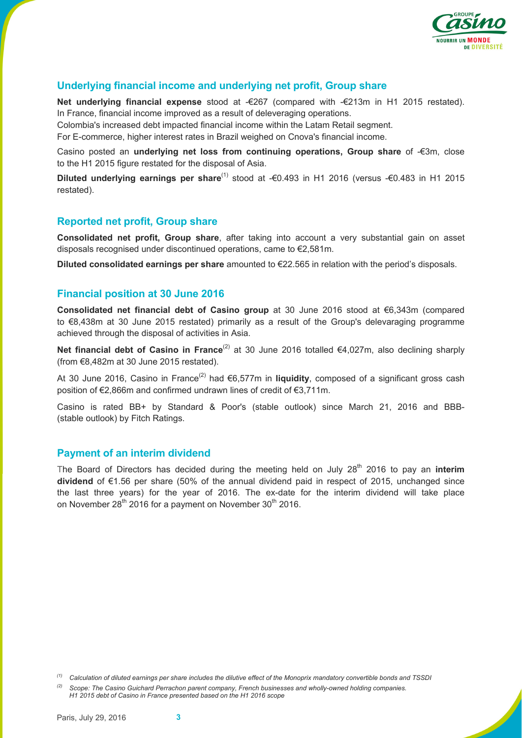## Underlying financial income and underlying net profit, Group share

**Net underlying financial expense** stood at -€267 (compared with -€213m in H1 2015 restated). In France, financial income improved as a result of deleveraging operations.

Colombia's increased debt impacted financial income within the Latam Retail segment.

For E-commerce, higher interest rates in Brazil weighed on Cnova's financial income.

Casino posted an **underlying net loss from continuing operations, Group share** of -€3m, close to the H1 2015 figure restated for the disposal of Asia.

**Diluted underlying earnings per share**[1] stood at -€0.493 in H1 2016 (versus -€0.483 in H1 2015 restated).

## Reported net profit, Group share

**Consolidated net profit, Group share**, after taking into account a very substantial gain on asset disposals recognised under discontinued operations, came to €2,581m.

**Diluted consolidated earnings per share** amounted to €22.565 in relation with the period's disposals.

## Financial position at 30 June 2016

**Consolidated net financial debt of Casino group** at 30 June 2016 stood at €6,343m (compared to €8,438m at 30 June 2015 restated) primarily as a result of the Group's delevaraging programme achieved through the disposal of activities in Asia.

**Net financial debt of Casino in France**[2] at 30 June 2016 totalled €4,027m, also declining sharply (from €8,482m at 30 June 2015 restated).

At 30 June 2016, Casino in France[2] had €6,577m in **liquidity**, composed of a significant gross cash position of €2,866m and confirmed undrawn lines of credit of €3,711m.

Casino is rated BB+ by Standard & Poor's (stable outlook) since March 21, 2016 and BBB- (stable outlook) by Fitch Ratings.

## Payment of an interim dividend

The Board of Directors has decided during the meeting held on July 28th 2016 to pay an **interim dividend** of €1.56 per share (50% of the annual dividend paid in respect of 2015, unchanged since the last three years) for the year of 2016. The ex-date for the interim dividend will take place on November 28th 2016 for a payment on November 30th 2016.

*[1] Calculation of diluted earnings per share includes the dilutive effect of the Monoprix mandatory convertible bonds and TSSDI*

*[2] Scope: The Casino Guichard Perrachon parent company, French businesses and wholly-owned holding companies. H1 2015 debt of Casino in France presented based on the H1 2016 scope*

Paris, July 29, 2016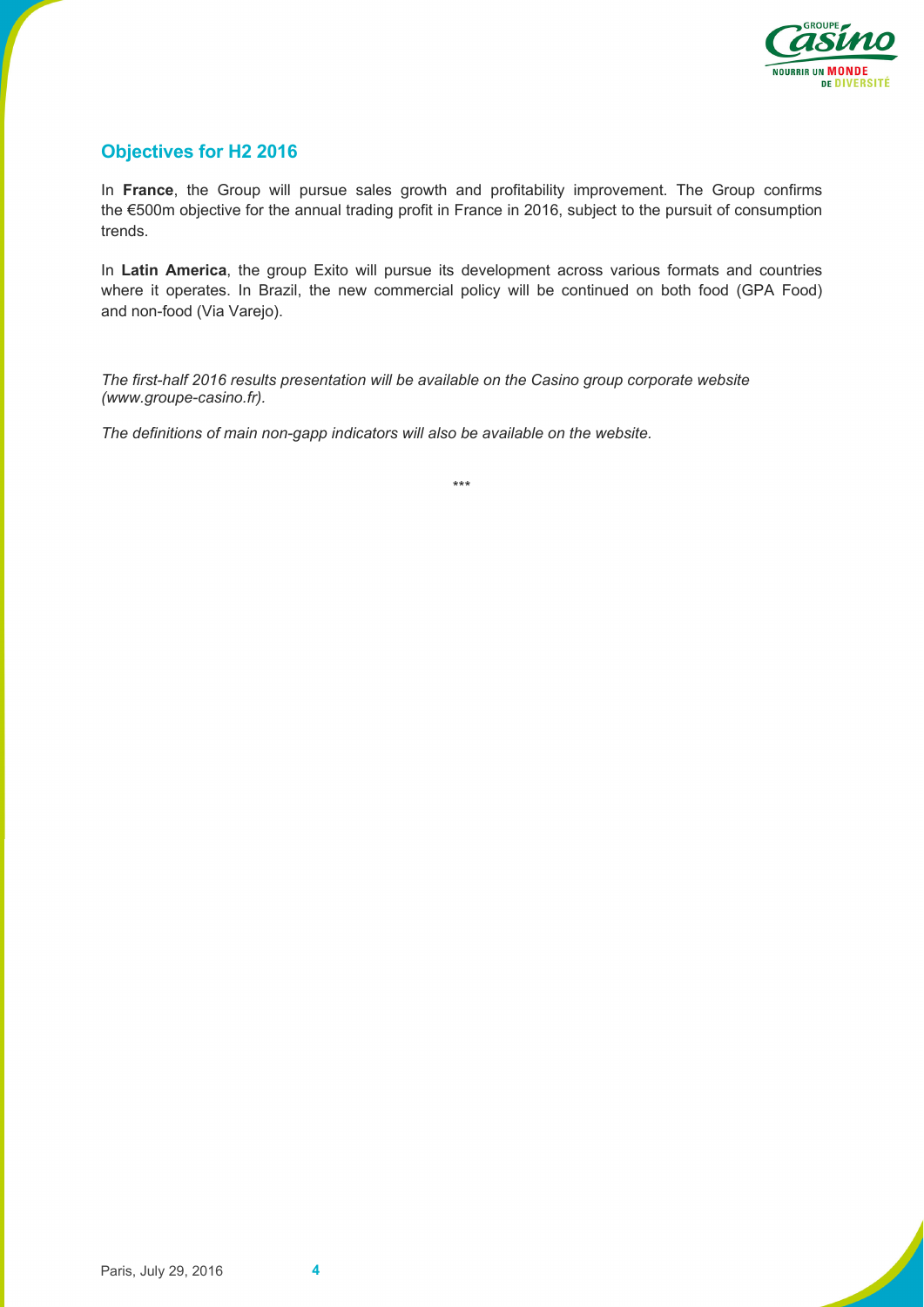## Objectives for H2 2016

In **France**, the Group will pursue sales growth and profitability improvement. The Group confirms the €500m objective for the annual trading profit in France in 2016, subject to the pursuit of consumption trends.

In **Latin America**, the group Exito will pursue its development across various formats and countries where it operates. In Brazil, the new commercial policy will be continued on both food (GPA Food) and non-food (Via Varejo).

*The first-half 2016 results presentation will be available on the Casino group corporate website (www.groupe-casino.fr).*

*The definitions of main non-gapp indicators will also be available on the website.*

\*\*\*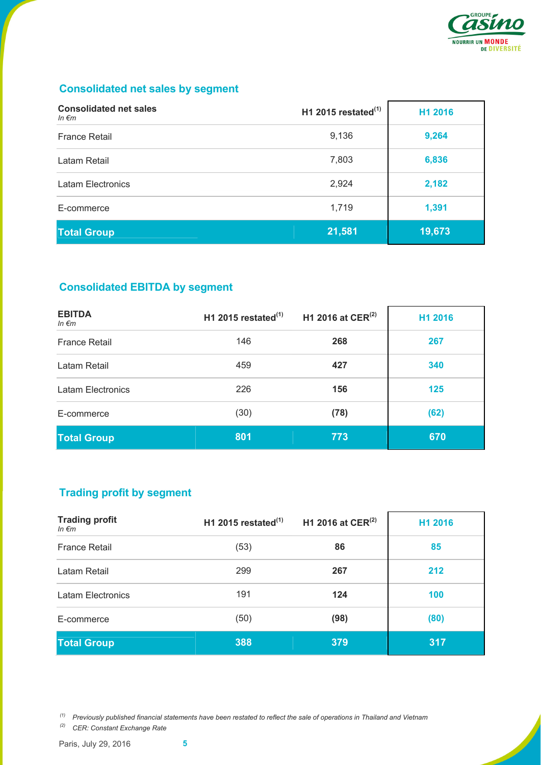## Consolidated net sales by segment

| Consolidated net sales<br>*In €m* | H1 2015 restated[1] | H1 2016 |
|---|---|---|
| France Retail | 9,136 | **9,264** |
| Latam Retail | 7,803 | **6,836** |
| Latam Electronics | 2,924 | **2,182** |
| E-commerce | 1,719 | **1,391** |
| **Total Group** | **21,581** | **19,673** |

## Consolidated EBITDA by segment

| EBITDA<br>*In €m* | H1 2015 restated[1] | H1 2016 at CER[2] | H1 2016 |
|---|---|---|---|
| France Retail | 146 | **268** | **267** |
| Latam Retail | 459 | **427** | **340** |
| Latam Electronics | 226 | **156** | **125** |
| E-commerce | (30) | **(78)** | **(62)** |
| **Total Group** | **801** | **773** | **670** |

## Trading profit by segment

| Trading profit<br>*In €m* | H1 2015 restated[1] | H1 2016 at CER[2] | H1 2016 |
|---|---|---|---|
| France Retail | (53) | **86** | **85** |
| Latam Retail | 299 | **267** | **212** |
| Latam Electronics | 191 | **124** | **100** |
| E-commerce | (50) | **(98)** | **(80)** |
| **Total Group** | **388** | **379** | **317** |

*[1] Previously published financial statements have been restated to reflect the sale of operations in Thailand and Vietnam*

*[2] CER: Constant Exchange Rate*

Paris, July 29, 2016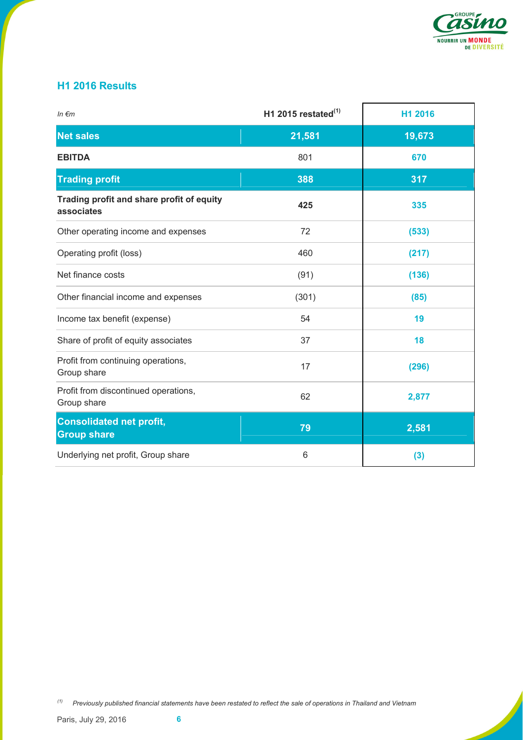## H1 2016 Results

| *In €m* | H1 2015 restated[(1)] | H1 2016 |
|---|---|---|
| **Net sales** | **21,581** | **19,673** |
| **EBITDA** | 801 | **670** |
| **Trading profit** | **388** | **317** |
| **Trading profit and share profit of equity associates** | **425** | **335** |
| Other operating income and expenses | 72 | **(533)** |
| Operating profit (loss) | 460 | **(217)** |
| Net finance costs | (91) | **(136)** |
| Other financial income and expenses | (301) | **(85)** |
| Income tax benefit (expense) | 54 | **19** |
| Share of profit of equity associates | 37 | **18** |
| Profit from continuing operations, Group share | 17 | **(296)** |
| Profit from discontinued operations, Group share | 62 | **2,877** |
| **Consolidated net profit, Group share** | **79** | **2,581** |
| Underlying net profit, Group share | 6 | **(3)** |

*(1) Previously published financial statements have been restated to reflect the sale of operations in Thailand and Vietnam*

Paris, July 29, 2016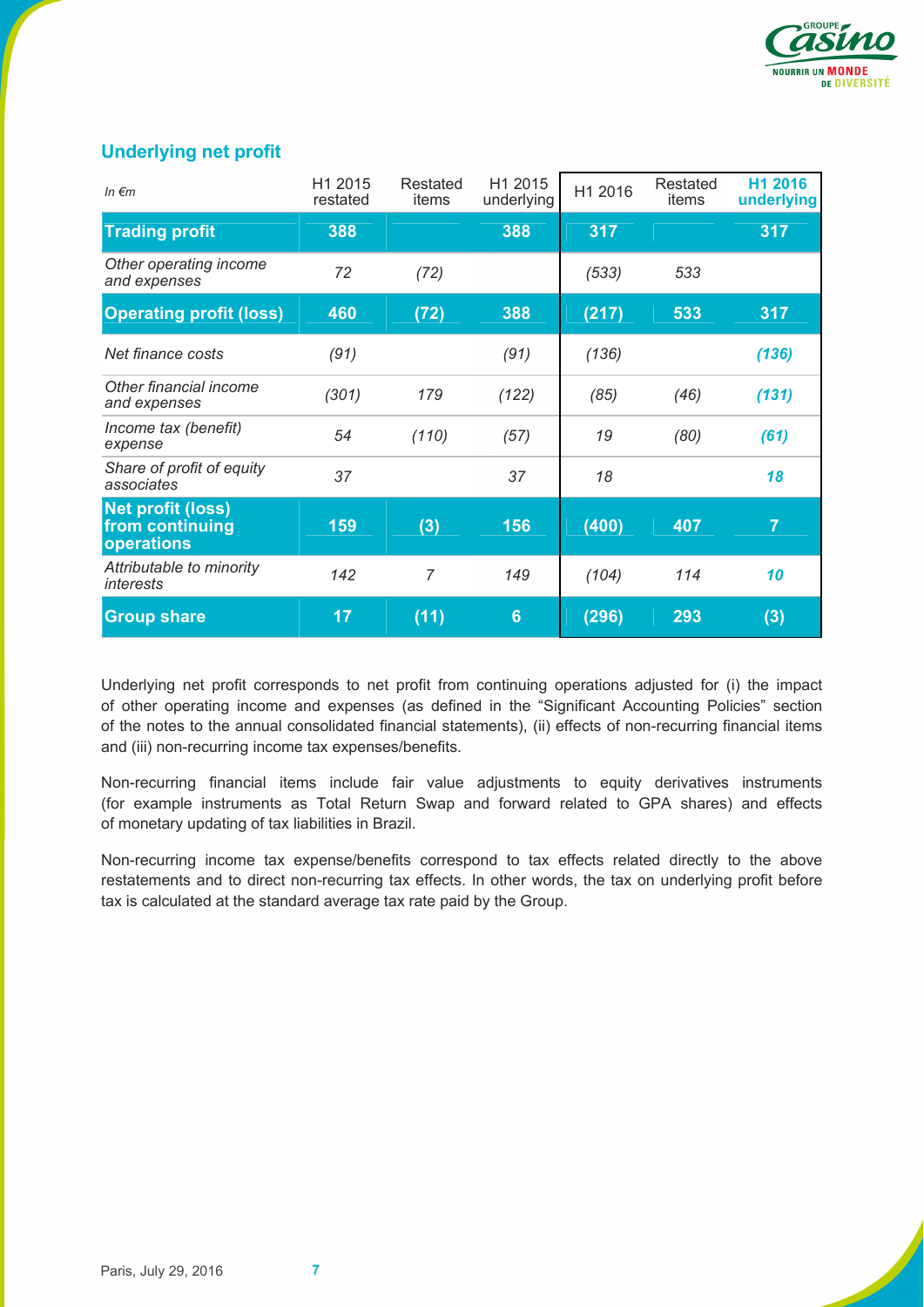## Underlying net profit

| *In €m* | H1 2015 restated | Restated items | H1 2015 underlying | H1 2016 | Restated items | **H1 2016 underlying** |
|---|---|---|---|---|---|---|
| **Trading profit** | **388** | | **388** | **317** | | **317** |
| *Other operating income and expenses* | *72* | *(72)* | | *(533)* | *533* | |
| **Operating profit (loss)** | **460** | **(72)** | **388** | **(217)** | **533** | **317** |
| *Net finance costs* | *(91)* | | *(91)* | *(136)* | | ***(136)*** |
| *Other financial income and expenses* | *(301)* | *179* | *(122)* | *(85)* | *(46)* | ***(131)*** |
| *Income tax (benefit) expense* | *54* | *(110)* | *(57)* | *19* | *(80)* | ***(61)*** |
| *Share of profit of equity associates* | *37* | | *37* | *18* | | ***18*** |
| **Net profit (loss) from continuing operations** | **159** | **(3)** | **156** | **(400)** | **407** | **7** |
| *Attributable to minority interests* | *142* | *7* | *149* | *(104)* | *114* | ***10*** |
| **Group share** | **17** | **(11)** | **6** | **(296)** | **293** | **(3)** |

Underlying net profit corresponds to net profit from continuing operations adjusted for (i) the impact of other operating income and expenses (as defined in the "Significant Accounting Policies" section of the notes to the annual consolidated financial statements), (ii) effects of non-recurring financial items and (iii) non-recurring income tax expenses/benefits.

Non-recurring financial items include fair value adjustments to equity derivatives instruments (for example instruments as Total Return Swap and forward related to GPA shares) and effects of monetary updating of tax liabilities in Brazil.

Non-recurring income tax expense/benefits correspond to tax effects related directly to the above restatements and to direct non-recurring tax effects. In other words, the tax on underlying profit before tax is calculated at the standard average tax rate paid by the Group.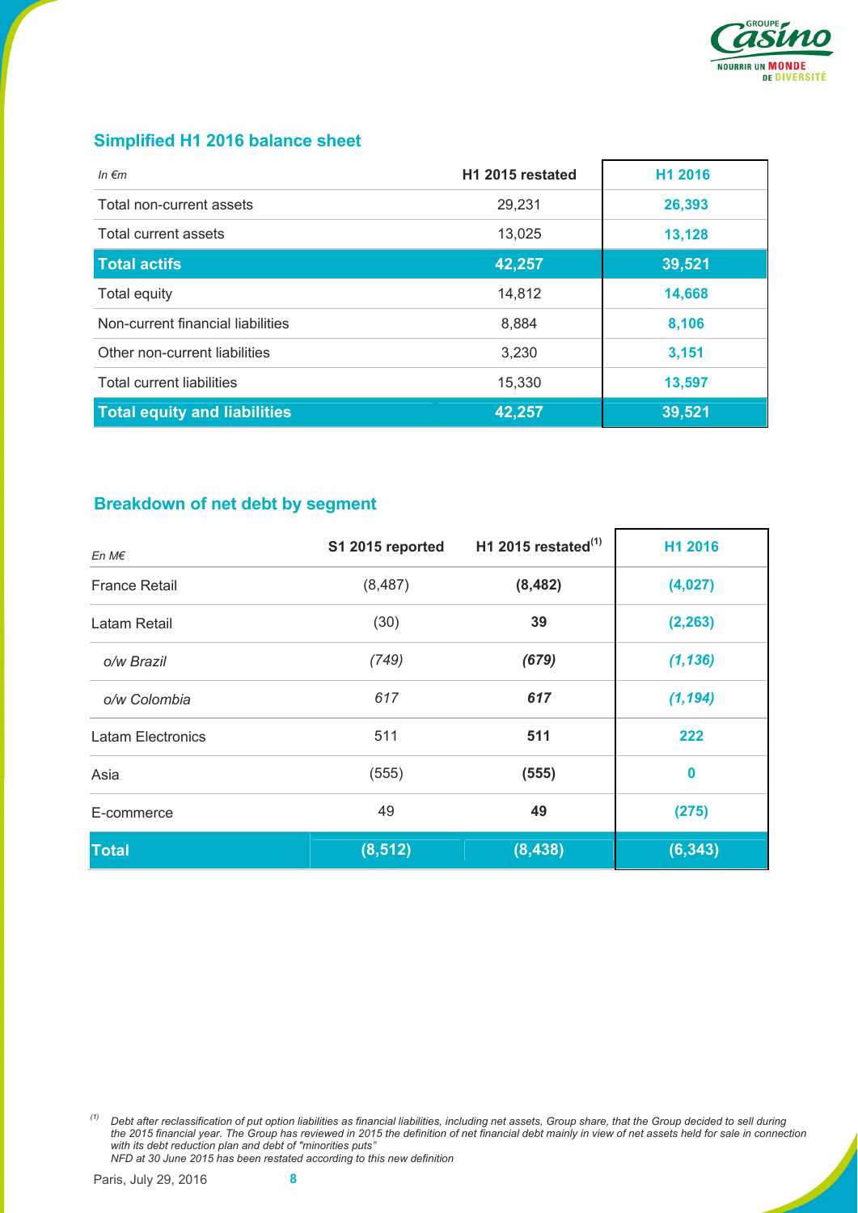## Simplified H1 2016 balance sheet

| *In €m* | H1 2015 restated | H1 2016 |
|---|---|---|
| Total non-current assets | 29,231 | **26,393** |
| Total current assets | 13,025 | **13,128** |
| **Total actifs** | **42,257** | **39,521** |
| Total equity | 14,812 | **14,668** |
| Non-current financial liabilities | 8,884 | **8,106** |
| Other non-current liabilities | 3,230 | **3,151** |
| Total current liabilities | 15,330 | **13,597** |
| **Total equity and liabilities** | **42,257** | **39,521** |

## Breakdown of net debt by segment

| *En M€* | S1 2015 reported | H1 2015 restated[(1)] | H1 2016 |
|---|---|---|---|
| France Retail | (8,487) | **(8,482)** | **(4,027)** |
| Latam Retail | (30) | **39** | **(2,263)** |
| *o/w Brazil* | *(749)* | ***(679)*** | ***(1,136)*** |
| *o/w Colombia* | *617* | ***617*** | ***(1,194)*** |
| Latam Electronics | 511 | **511** | **222** |
| Asia | (555) | **(555)** | **0** |
| E-commerce | 49 | **49** | **(275)** |
| **Total** | **(8,512)** | **(8,438)** | **(6,343)** |

*(1) Debt after reclassification of put option liabilities as financial liabilities, including net assets, Group share, that the Group decided to sell during the 2015 financial year. The Group has reviewed in 2015 the definition of net financial debt mainly in view of net assets held for sale in connection with its debt reduction plan and debt of "minorities puts"*
*NFD at 30 June 2015 has been restated according to this new definition*

Paris, July 29, 2016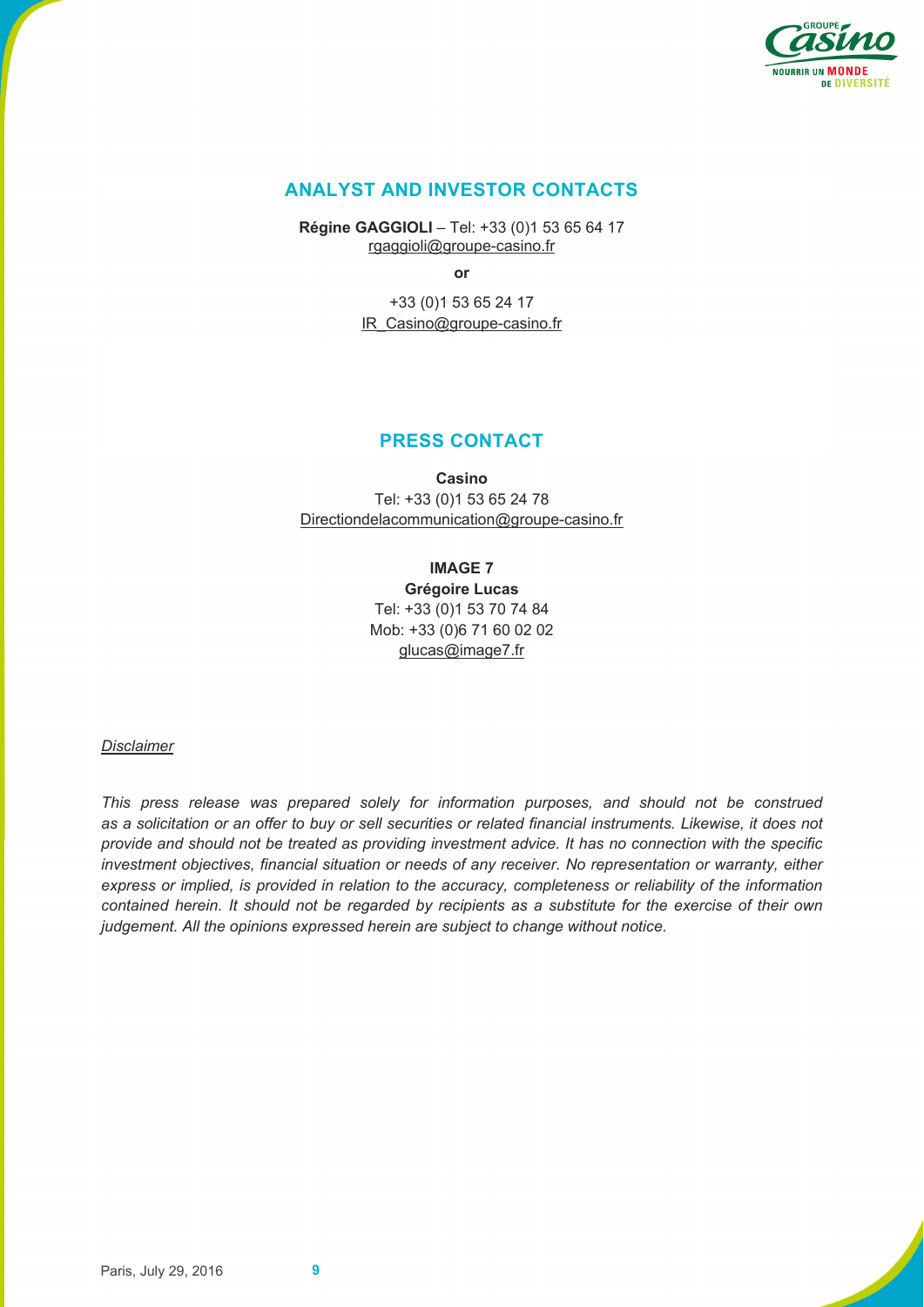## ANALYST AND INVESTOR CONTACTS

**Régine GAGGIOLI** – Tel: +33 (0)1 53 65 64 17
rgaggioli@groupe-casino.fr

**or**

+33 (0)1 53 65 24 17
IR_Casino@groupe-casino.fr

## PRESS CONTACT

**Casino**
Tel: +33 (0)1 53 65 24 78
Directiondelacommunication@groupe-casino.fr

**IMAGE 7**
**Grégoire Lucas**
Tel: +33 (0)1 53 70 74 84
Mob: +33 (0)6 71 60 02 02
glucas@image7.fr

*Disclaimer*

*This press release was prepared solely for information purposes, and should not be construed as a solicitation or an offer to buy or sell securities or related financial instruments. Likewise, it does not provide and should not be treated as providing investment advice. It has no connection with the specific investment objectives, financial situation or needs of any receiver. No representation or warranty, either express or implied, is provided in relation to the accuracy, completeness or reliability of the information contained herein. It should not be regarded by recipients as a substitute for the exercise of their own judgement. All the opinions expressed herein are subject to change without notice.*